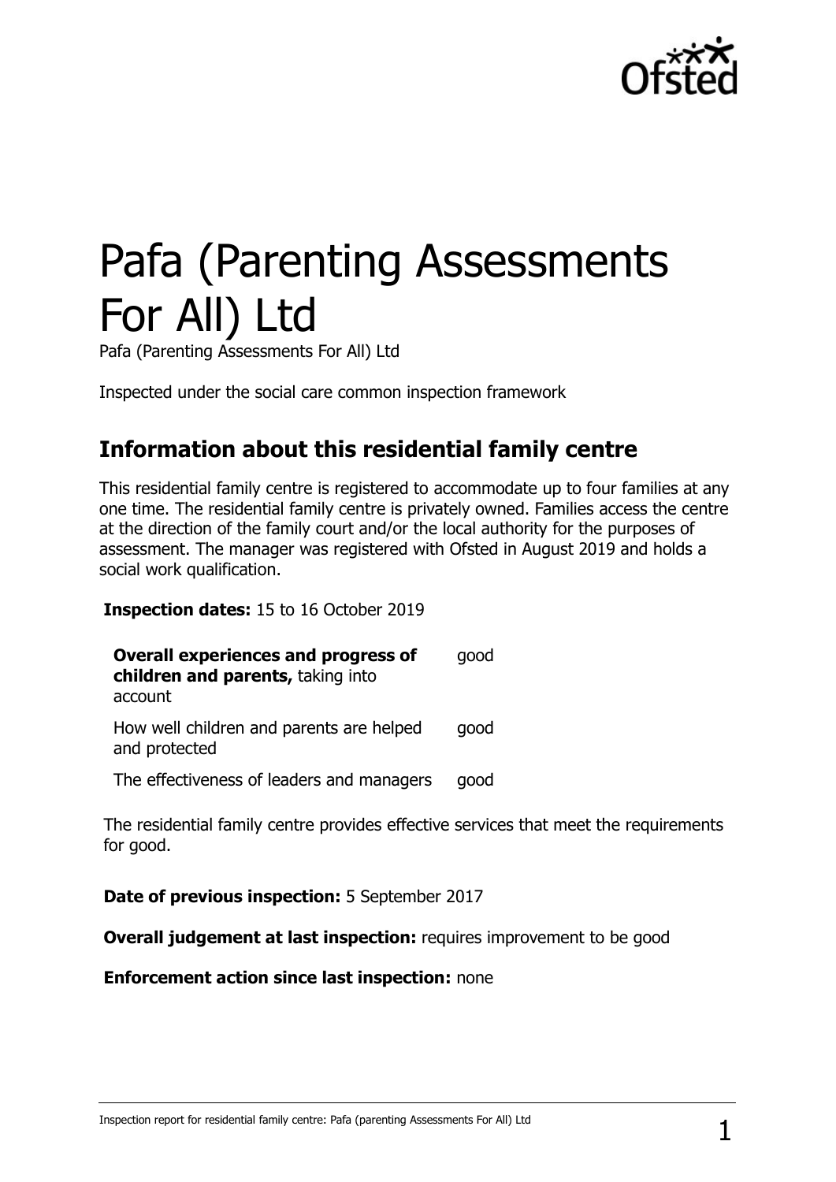# Pafa (Parenting Assessments For All) Ltd

Pafa (Parenting Assessments For All) Ltd

Inspected under the social care common inspection framework

## Information about this residential family centre

This residential family centre is registered to accommodate up to four families at any one time. The residential family centre is privately owned. Families access the centre at the direction of the family court and/or the local authority for the purposes of assessment. The manager was registered with Ofsted in August 2019 and holds a social work qualification.

**Inspection dates:** 15 to 16 October 2019

| | |
|---|---|
| **Overall experiences and progress of children and parents,** taking into account | good |
| How well children and parents are helped and protected | good |
| The effectiveness of leaders and managers | good |

The residential family centre provides effective services that meet the requirements for good.

**Date of previous inspection:** 5 September 2017

**Overall judgement at last inspection:** requires improvement to be good

**Enforcement action since last inspection:** none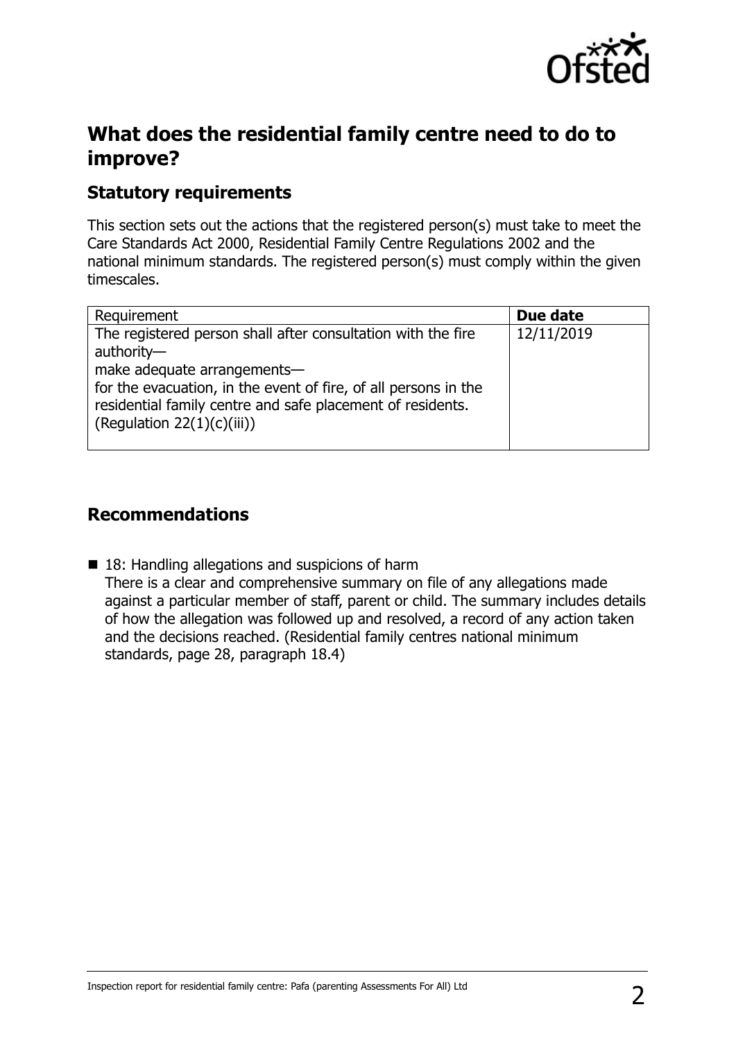## What does the residential family centre need to do to improve?

### Statutory requirements

This section sets out the actions that the registered person(s) must take to meet the Care Standards Act 2000, Residential Family Centre Regulations 2002 and the national minimum standards. The registered person(s) must comply within the given timescales.

| Requirement | **Due date** |
| --- | --- |
| The registered person shall after consultation with the fire authority—<br>make adequate arrangements—<br>for the evacuation, in the event of fire, of all persons in the residential family centre and safe placement of residents. (Regulation 22(1)(c)(iii)) | 12/11/2019 |

### Recommendations

- 18: Handling allegations and suspicions of harm
  There is a clear and comprehensive summary on file of any allegations made against a particular member of staff, parent or child. The summary includes details of how the allegation was followed up and resolved, a record of any action taken and the decisions reached. (Residential family centres national minimum standards, page 28, paragraph 18.4)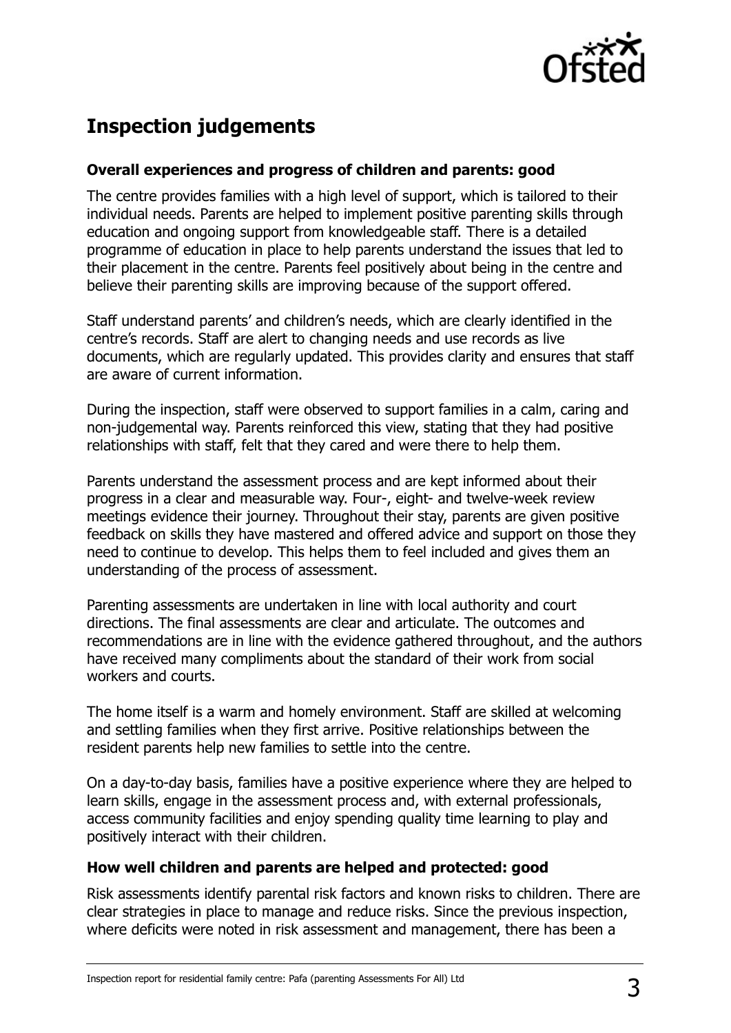## Inspection judgements

### Overall experiences and progress of children and parents: good

The centre provides families with a high level of support, which is tailored to their individual needs. Parents are helped to implement positive parenting skills through education and ongoing support from knowledgeable staff. There is a detailed programme of education in place to help parents understand the issues that led to their placement in the centre. Parents feel positively about being in the centre and believe their parenting skills are improving because of the support offered.

Staff understand parents' and children's needs, which are clearly identified in the centre's records. Staff are alert to changing needs and use records as live documents, which are regularly updated. This provides clarity and ensures that staff are aware of current information.

During the inspection, staff were observed to support families in a calm, caring and non-judgemental way. Parents reinforced this view, stating that they had positive relationships with staff, felt that they cared and were there to help them.

Parents understand the assessment process and are kept informed about their progress in a clear and measurable way. Four-, eight- and twelve-week review meetings evidence their journey. Throughout their stay, parents are given positive feedback on skills they have mastered and offered advice and support on those they need to continue to develop. This helps them to feel included and gives them an understanding of the process of assessment.

Parenting assessments are undertaken in line with local authority and court directions. The final assessments are clear and articulate. The outcomes and recommendations are in line with the evidence gathered throughout, and the authors have received many compliments about the standard of their work from social workers and courts.

The home itself is a warm and homely environment. Staff are skilled at welcoming and settling families when they first arrive. Positive relationships between the resident parents help new families to settle into the centre.

On a day-to-day basis, families have a positive experience where they are helped to learn skills, engage in the assessment process and, with external professionals, access community facilities and enjoy spending quality time learning to play and positively interact with their children.

### How well children and parents are helped and protected: good

Risk assessments identify parental risk factors and known risks to children. There are clear strategies in place to manage and reduce risks. Since the previous inspection, where deficits were noted in risk assessment and management, there has been a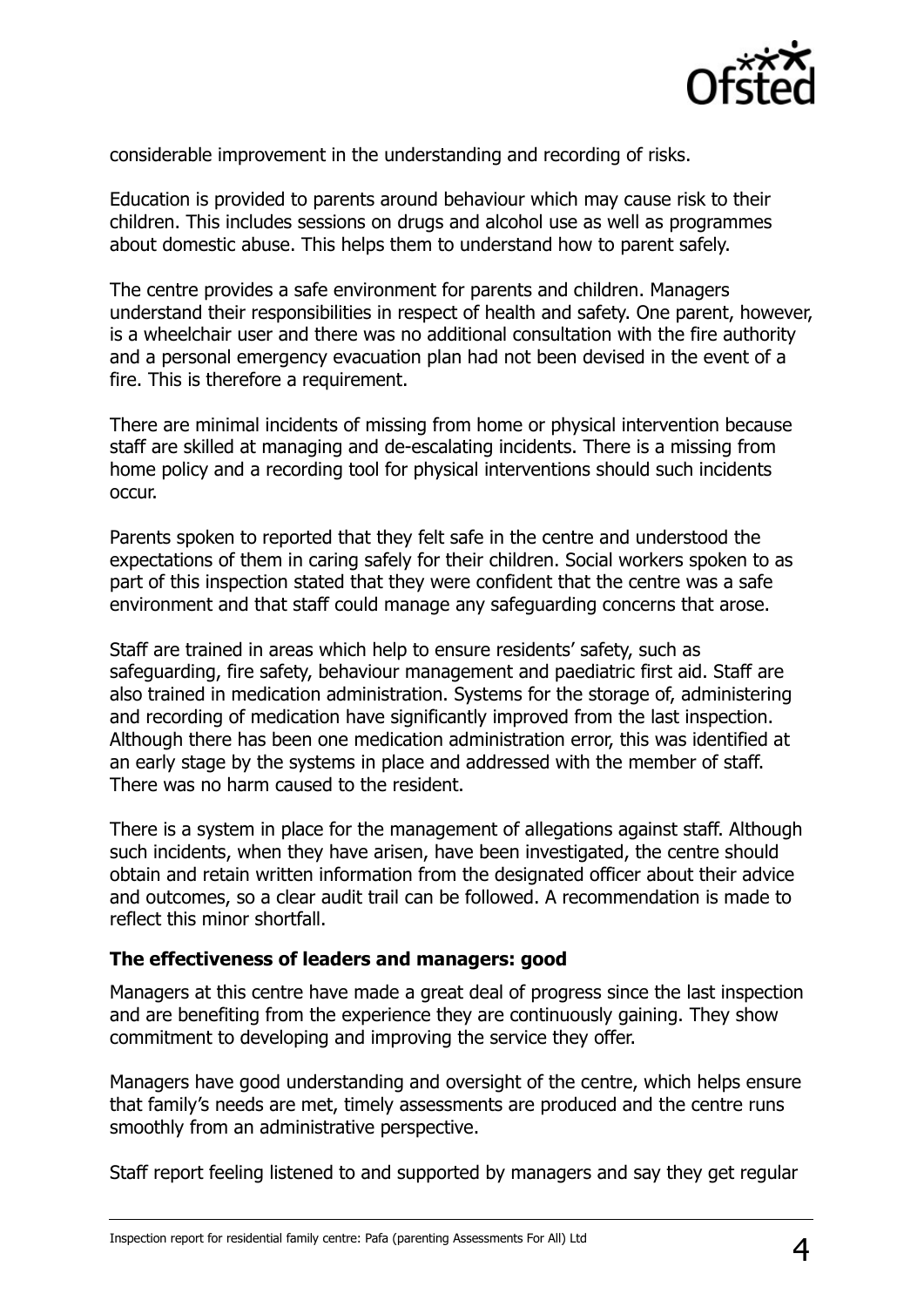considerable improvement in the understanding and recording of risks.

Education is provided to parents around behaviour which may cause risk to their children. This includes sessions on drugs and alcohol use as well as programmes about domestic abuse. This helps them to understand how to parent safely.

The centre provides a safe environment for parents and children. Managers understand their responsibilities in respect of health and safety. One parent, however, is a wheelchair user and there was no additional consultation with the fire authority and a personal emergency evacuation plan had not been devised in the event of a fire. This is therefore a requirement.

There are minimal incidents of missing from home or physical intervention because staff are skilled at managing and de-escalating incidents. There is a missing from home policy and a recording tool for physical interventions should such incidents occur.

Parents spoken to reported that they felt safe in the centre and understood the expectations of them in caring safely for their children. Social workers spoken to as part of this inspection stated that they were confident that the centre was a safe environment and that staff could manage any safeguarding concerns that arose.

Staff are trained in areas which help to ensure residents' safety, such as safeguarding, fire safety, behaviour management and paediatric first aid. Staff are also trained in medication administration. Systems for the storage of, administering and recording of medication have significantly improved from the last inspection. Although there has been one medication administration error, this was identified at an early stage by the systems in place and addressed with the member of staff. There was no harm caused to the resident.

There is a system in place for the management of allegations against staff. Although such incidents, when they have arisen, have been investigated, the centre should obtain and retain written information from the designated officer about their advice and outcomes, so a clear audit trail can be followed. A recommendation is made to reflect this minor shortfall.

### The effectiveness of leaders and managers: good

Managers at this centre have made a great deal of progress since the last inspection and are benefiting from the experience they are continuously gaining. They show commitment to developing and improving the service they offer.

Managers have good understanding and oversight of the centre, which helps ensure that family's needs are met, timely assessments are produced and the centre runs smoothly from an administrative perspective.

Staff report feeling listened to and supported by managers and say they get regular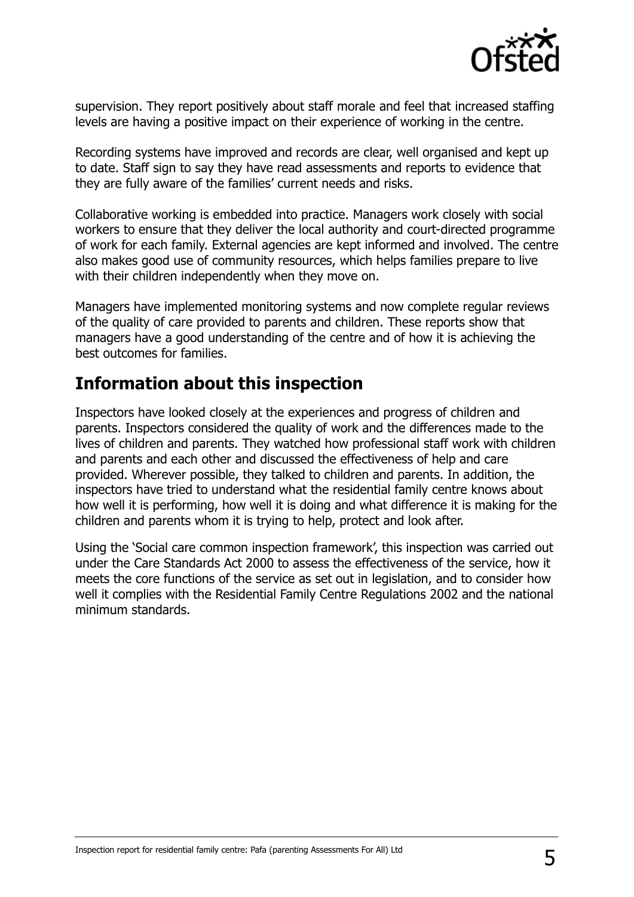supervision. They report positively about staff morale and feel that increased staffing levels are having a positive impact on their experience of working in the centre.

Recording systems have improved and records are clear, well organised and kept up to date. Staff sign to say they have read assessments and reports to evidence that they are fully aware of the families' current needs and risks.

Collaborative working is embedded into practice. Managers work closely with social workers to ensure that they deliver the local authority and court-directed programme of work for each family. External agencies are kept informed and involved. The centre also makes good use of community resources, which helps families prepare to live with their children independently when they move on.

Managers have implemented monitoring systems and now complete regular reviews of the quality of care provided to parents and children. These reports show that managers have a good understanding of the centre and of how it is achieving the best outcomes for families.

## Information about this inspection

Inspectors have looked closely at the experiences and progress of children and parents. Inspectors considered the quality of work and the differences made to the lives of children and parents. They watched how professional staff work with children and parents and each other and discussed the effectiveness of help and care provided. Wherever possible, they talked to children and parents. In addition, the inspectors have tried to understand what the residential family centre knows about how well it is performing, how well it is doing and what difference it is making for the children and parents whom it is trying to help, protect and look after.

Using the 'Social care common inspection framework', this inspection was carried out under the Care Standards Act 2000 to assess the effectiveness of the service, how it meets the core functions of the service as set out in legislation, and to consider how well it complies with the Residential Family Centre Regulations 2002 and the national minimum standards.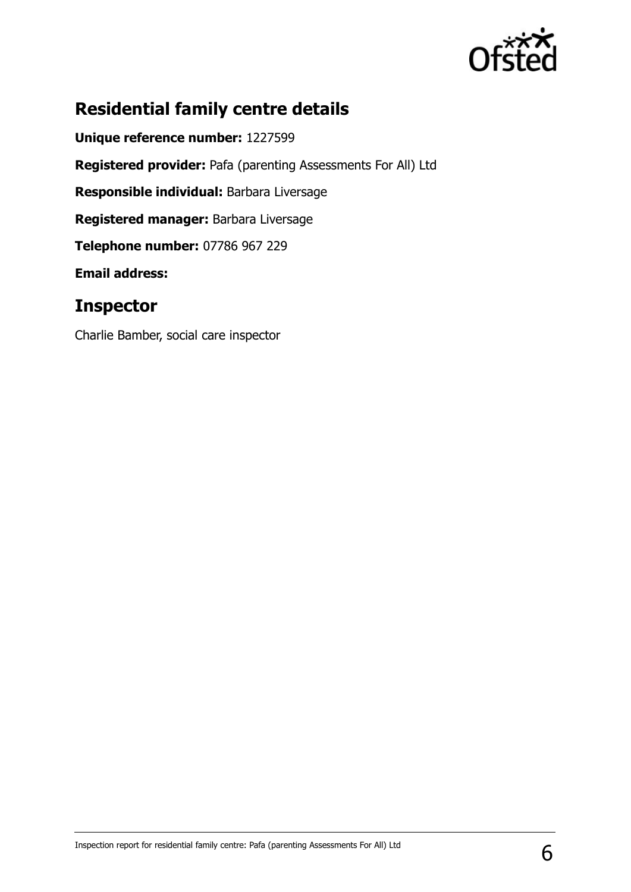## Residential family centre details

**Unique reference number:** 1227599

**Registered provider:** Pafa (parenting Assessments For All) Ltd

**Responsible individual:** Barbara Liversage

**Registered manager:** Barbara Liversage

**Telephone number:** 07786 967 229

**Email address:**

## Inspector

Charlie Bamber, social care inspector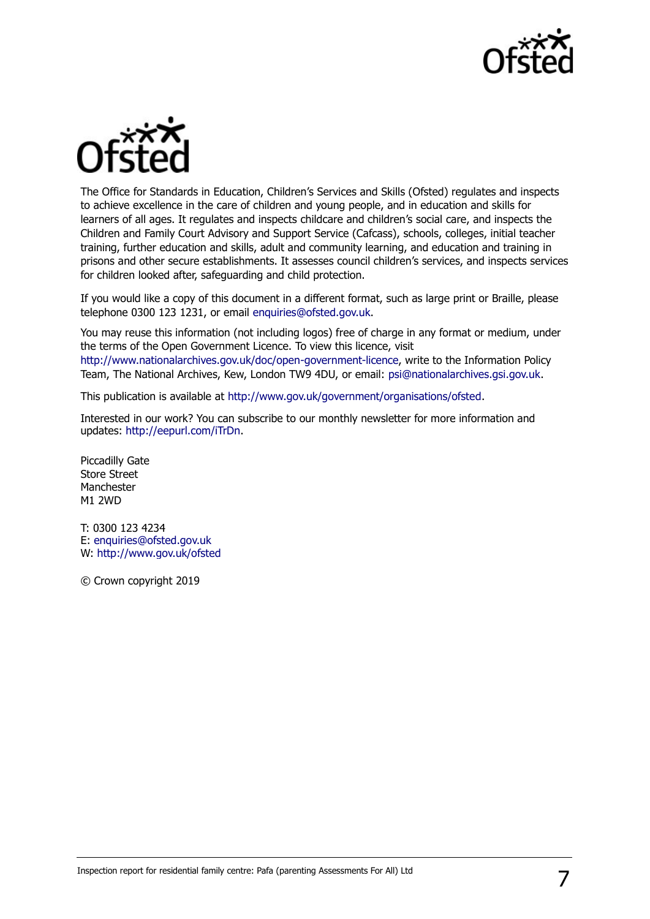The Office for Standards in Education, Children's Services and Skills (Ofsted) regulates and inspects to achieve excellence in the care of children and young people, and in education and skills for learners of all ages. It regulates and inspects childcare and children's social care, and inspects the Children and Family Court Advisory and Support Service (Cafcass), schools, colleges, initial teacher training, further education and skills, adult and community learning, and education and training in prisons and other secure establishments. It assesses council children's services, and inspects services for children looked after, safeguarding and child protection.

If you would like a copy of this document in a different format, such as large print or Braille, please telephone 0300 123 1231, or email enquiries@ofsted.gov.uk.

You may reuse this information (not including logos) free of charge in any format or medium, under the terms of the Open Government Licence. To view this licence, visit http://www.nationalarchives.gov.uk/doc/open-government-licence, write to the Information Policy Team, The National Archives, Kew, London TW9 4DU, or email: psi@nationalarchives.gsi.gov.uk.

This publication is available at http://www.gov.uk/government/organisations/ofsted.

Interested in our work? You can subscribe to our monthly newsletter for more information and updates: http://eepurl.com/iTrDn.

Piccadilly Gate
Store Street
Manchester
M1 2WD

T: 0300 123 4234
E: enquiries@ofsted.gov.uk
W: http://www.gov.uk/ofsted

© Crown copyright 2019